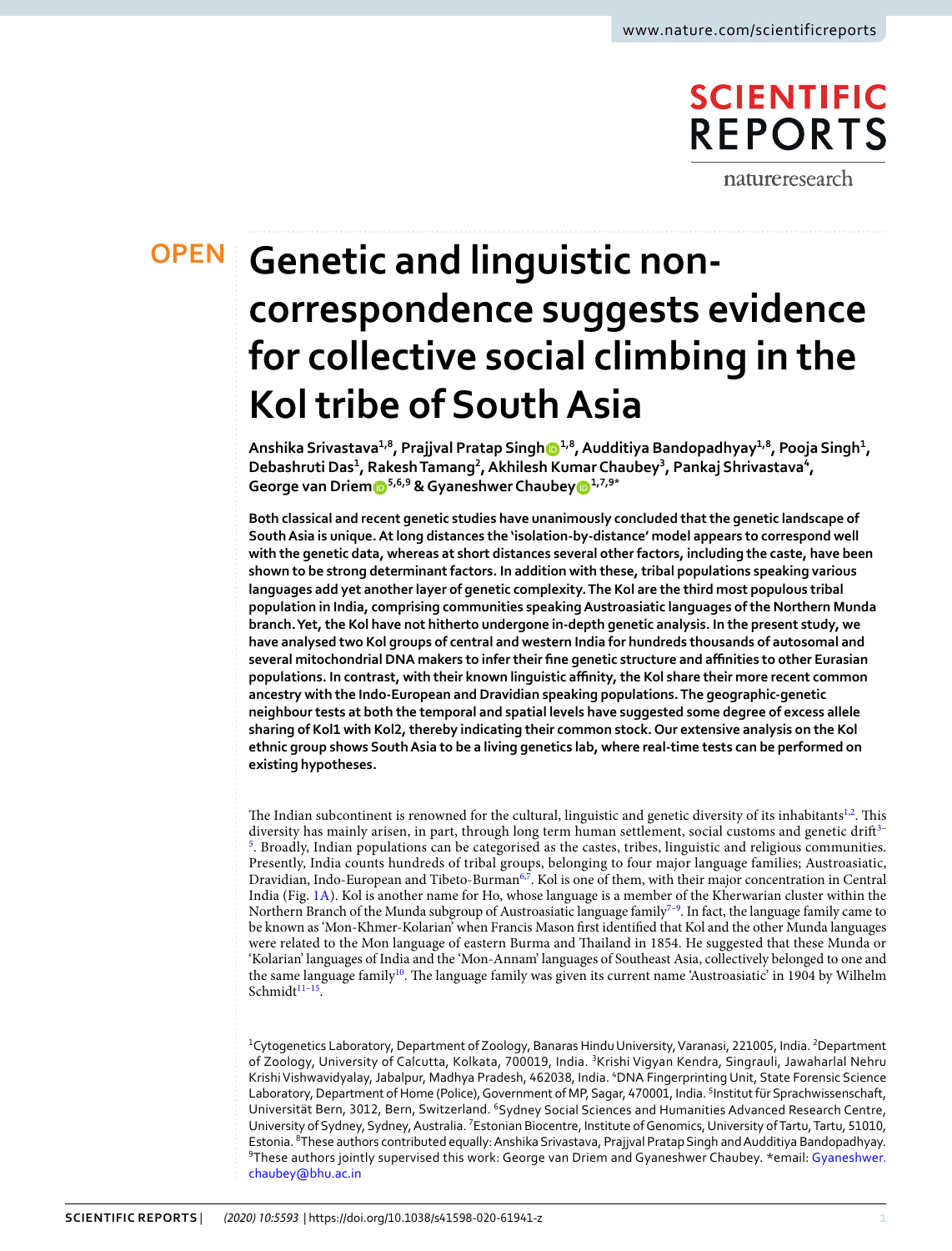# Genetic and linguistic non-correspondence suggests evidence for collective social climbing in the Kol tribe of South Asia

Anshika Srivastava[1,8], Prajjval Pratap Singh[1,8], Audditiya Bandopadhyay[1,8], Pooja Singh[1], Debashruti Das[1], Rakesh Tamang[2], Akhilesh Kumar Chaubey[3], Pankaj Shrivastava[4], George van Driem[5,6,9] & Gyaneshwer Chaubey[1,7,9]*

**Both classical and recent genetic studies have unanimously concluded that the genetic landscape of South Asia is unique. At long distances the 'isolation-by-distance' model appears to correspond well with the genetic data, whereas at short distances several other factors, including the caste, have been shown to be strong determinant factors. In addition with these, tribal populations speaking various languages add yet another layer of genetic complexity. The Kol are the third most populous tribal population in India, comprising communities speaking Austroasiatic languages of the Northern Munda branch. Yet, the Kol have not hitherto undergone in-depth genetic analysis. In the present study, we have analysed two Kol groups of central and western India for hundreds thousands of autosomal and several mitochondrial DNA makers to infer their fine genetic structure and affinities to other Eurasian populations. In contrast, with their known linguistic affinity, the Kol share their more recent common ancestry with the Indo-European and Dravidian speaking populations. The geographic-genetic neighbour tests at both the temporal and spatial levels have suggested some degree of excess allele sharing of Kol1 with Kol2, thereby indicating their common stock. Our extensive analysis on the Kol ethnic group shows South Asia to be a living genetics lab, where real-time tests can be performed on existing hypotheses.**

The Indian subcontinent is renowned for the cultural, linguistic and genetic diversity of its inhabitants[1,2]. This diversity has mainly arisen, in part, through long term human settlement, social customs and genetic drift[3–5]. Broadly, Indian populations can be categorised as the castes, tribes, linguistic and religious communities. Presently, India counts hundreds of tribal groups, belonging to four major language families; Austroasiatic, Dravidian, Indo-European and Tibeto-Burman[6,7]. Kol is one of them, with their major concentration in Central India (Fig. 1A). Kol is another name for Ho, whose language is a member of the Kherwarian cluster within the Northern Branch of the Munda subgroup of Austroasiatic language family[7–9]. In fact, the language family came to be known as 'Mon-Khmer-Kolarian' when Francis Mason first identified that Kol and the other Munda languages were related to the Mon language of eastern Burma and Thailand in 1854. He suggested that these Munda or 'Kolarian' languages of India and the 'Mon-Annam' languages of Southeast Asia, collectively belonged to one and the same language family[10]. The language family was given its current name 'Austroasiatic' in 1904 by Wilhelm Schmidt[11–15].

[1]Cytogenetics Laboratory, Department of Zoology, Banaras Hindu University, Varanasi, 221005, India. [2]Department of Zoology, University of Calcutta, Kolkata, 700019, India. [3]Krishi Vigyan Kendra, Singrauli, Jawaharlal Nehru Krishi Vishwavidyalay, Jabalpur, Madhya Pradesh, 462038, India. [4]DNA Fingerprinting Unit, State Forensic Science Laboratory, Department of Home (Police), Government of MP, Sagar, 470001, India. [5]Institut für Sprachwissenschaft, Universität Bern, 3012, Bern, Switzerland. [6]Sydney Social Sciences and Humanities Advanced Research Centre, University of Sydney, Sydney, Australia. [7]Estonian Biocentre, Institute of Genomics, University of Tartu, Tartu, 51010, Estonia. [8]These authors contributed equally: Anshika Srivastava, Prajjval Pratap Singh and Audditiya Bandopadhyay. [9]These authors jointly supervised this work: George van Driem and Gyaneshwer Chaubey. *email: Gyaneshwer.chaubey@bhu.ac.in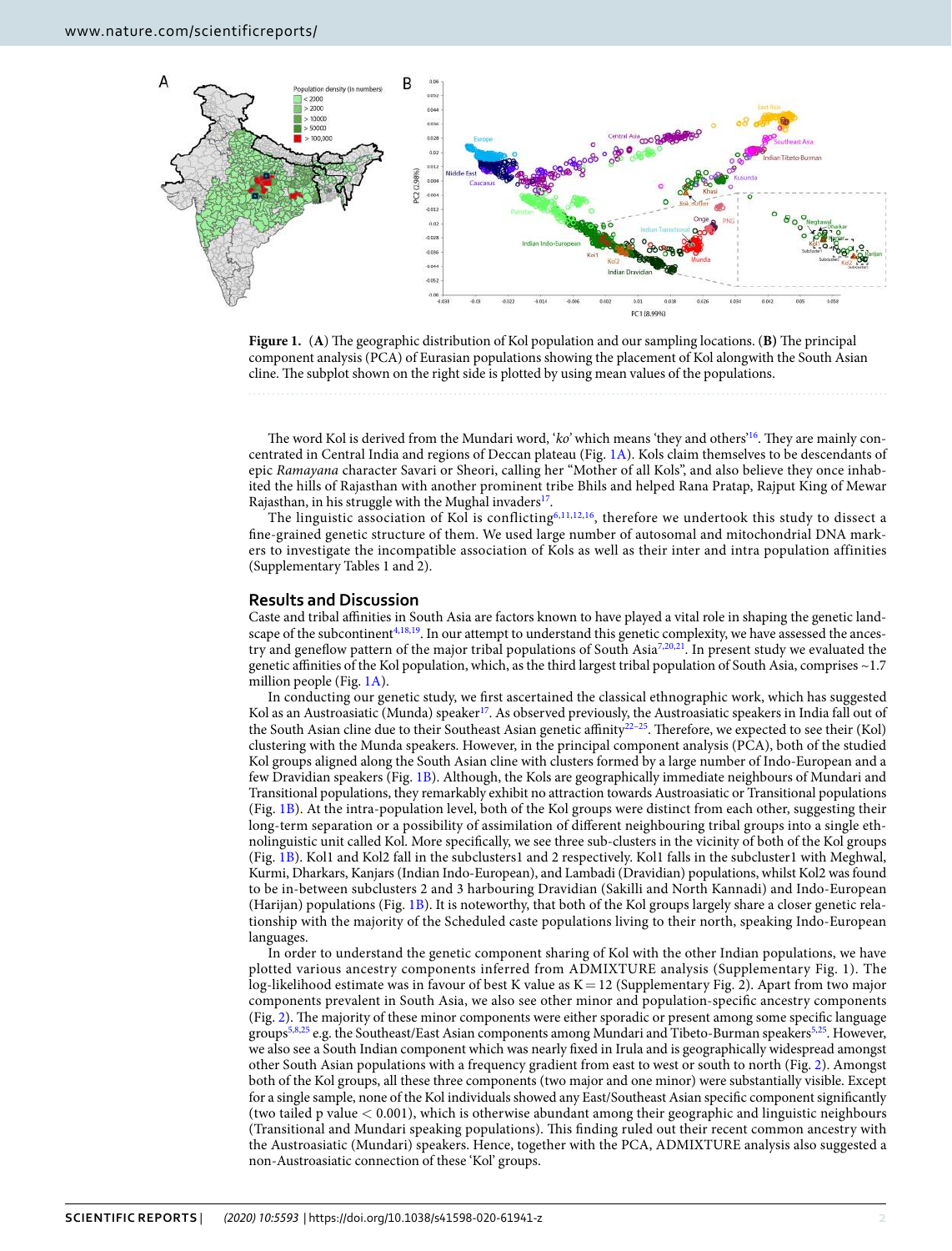**Figure 1.** (**A**) The geographic distribution of Kol population and our sampling locations. (**B**) The principal component analysis (PCA) of Eurasian populations showing the placement of Kol alongwith the South Asian cline. The subplot shown on the right side is plotted by using mean values of the populations.

The word Kol is derived from the Mundari word, '*ko*' which means 'they and others'[16]. They are mainly concentrated in Central India and regions of Deccan plateau (Fig. 1A). Kols claim themselves to be descendants of epic *Ramayana* character Savari or Sheori, calling her "Mother of all Kols", and also believe they once inhabited the hills of Rajasthan with another prominent tribe Bhils and helped Rana Pratap, Rajput King of Mewar Rajasthan, in his struggle with the Mughal invaders[17].

The linguistic association of Kol is conflicting[6,11,12,16], therefore we undertook this study to dissect a fine-grained genetic structure of them. We used large number of autosomal and mitochondrial DNA markers to investigate the incompatible association of Kols as well as their inter and intra population affinities (Supplementary Tables 1 and 2).

## Results and Discussion

Caste and tribal affinities in South Asia are factors known to have played a vital role in shaping the genetic landscape of the subcontinent[4,18,19]. In our attempt to understand this genetic complexity, we have assessed the ancestry and geneflow pattern of the major tribal populations of South Asia[7,20,21]. In present study we evaluated the genetic affinities of the Kol population, which, as the third largest tribal population of South Asia, comprises ~1.7 million people (Fig. 1A).

In conducting our genetic study, we first ascertained the classical ethnographic work, which has suggested Kol as an Austroasiatic (Munda) speaker[17]. As observed previously, the Austroasiatic speakers in India fall out of the South Asian cline due to their Southeast Asian genetic affinity[22–25]. Therefore, we expected to see their (Kol) clustering with the Munda speakers. However, in the principal component analysis (PCA), both of the studied Kol groups aligned along the South Asian cline with clusters formed by a large number of Indo-European and a few Dravidian speakers (Fig. 1B). Although, the Kols are geographically immediate neighbours of Mundari and Transitional populations, they remarkably exhibit no attraction towards Austroasiatic or Transitional populations (Fig. 1B). At the intra-population level, both of the Kol groups were distinct from each other, suggesting their long-term separation or a possibility of assimilation of different neighbouring tribal groups into a single ethnolinguistic unit called Kol. More specifically, we see three sub-clusters in the vicinity of both of the Kol groups (Fig. 1B). Kol1 and Kol2 fall in the subclusters1 and 2 respectively. Kol1 falls in the subcluster1 with Meghwal, Kurmi, Dharkars, Kanjars (Indian Indo-European), and Lambadi (Dravidian) populations, whilst Kol2 was found to be in-between subclusters 2 and 3 harbouring Dravidian (Sakilli and North Kannadi) and Indo-European (Harijan) populations (Fig. 1B). It is noteworthy, that both of the Kol groups largely share a closer genetic relationship with the majority of the Scheduled caste populations living to their north, speaking Indo-European languages.

In order to understand the genetic component sharing of Kol with the other Indian populations, we have plotted various ancestry components inferred from ADMIXTURE analysis (Supplementary Fig. 1). The log-likelihood estimate was in favour of best K value as $K = 12$ (Supplementary Fig. 2). Apart from two major components prevalent in South Asia, we also see other minor and population-specific ancestry components (Fig. 2). The majority of these minor components were either sporadic or present among some specific language groups[5,8,25] e.g. the Southeast/East Asian components among Mundari and Tibeto-Burman speakers[5,25]. However, we also see a South Indian component which was nearly fixed in Irula and is geographically widespread amongst other South Asian populations with a frequency gradient from east to west or south to north (Fig. 2). Amongst both of the Kol groups, all these three components (two major and one minor) were substantially visible. Except for a single sample, none of the Kol individuals showed any East/Southeast Asian specific component significantly (two tailed p value $< 0.001$), which is otherwise abundant among their geographic and linguistic neighbours (Transitional and Mundari speaking populations). This finding ruled out their recent common ancestry with the Austroasiatic (Mundari) speakers. Hence, together with the PCA, ADMIXTURE analysis also suggested a non-Austroasiatic connection of these 'Kol' groups.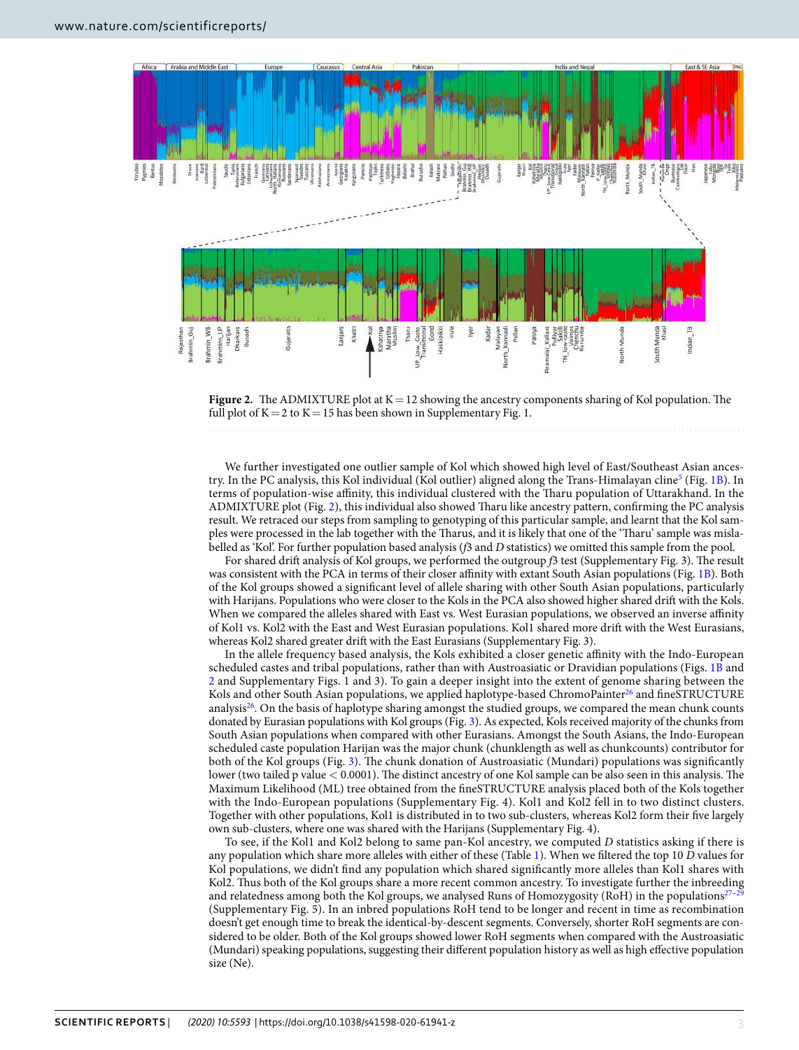**Figure 2.** The ADMIXTURE plot at K = 12 showing the ancestry components sharing of Kol population. The full plot of K = 2 to K = 15 has been shown in Supplementary Fig. 1.

We further investigated one outlier sample of Kol which showed high level of East/Southeast Asian ancestry. In the PC analysis, this Kol individual (Kol outlier) aligned along the Trans-Himalayan cline[5] (Fig. 1B). In terms of population-wise affinity, this individual clustered with the Tharu population of Uttarakhand. In the ADMIXTURE plot (Fig. 2), this individual also showed Tharu like ancestry pattern, confirming the PC analysis result. We retraced our steps from sampling to genotyping of this particular sample, and learnt that the Kol samples were processed in the lab together with the Tharus, and it is likely that one of the 'Tharu' sample was mislabelled as 'Kol'. For further population based analysis (*f*3 and *D* statistics) we omitted this sample from the pool.

For shared drift analysis of Kol groups, we performed the outgroup *f*3 test (Supplementary Fig. 3). The result was consistent with the PCA in terms of their closer affinity with extant South Asian populations (Fig. 1B). Both of the Kol groups showed a significant level of allele sharing with other South Asian populations, particularly with Harijans. Populations who were closer to the Kols in the PCA also showed higher shared drift with the Kols. When we compared the alleles shared with East vs. West Eurasian populations, we observed an inverse affinity of Kol1 vs. Kol2 with the East and West Eurasian populations. Kol1 shared more drift with the West Eurasians, whereas Kol2 shared greater drift with the East Eurasians (Supplementary Fig. 3).

In the allele frequency based analysis, the Kols exhibited a closer genetic affinity with the Indo-European scheduled castes and tribal populations, rather than with Austroasiatic or Dravidian populations (Figs. 1B and 2 and Supplementary Figs. 1 and 3). To gain a deeper insight into the extent of genome sharing between the Kols and other South Asian populations, we applied haplotype-based ChromoPainter[26] and fineSTRUCTURE analysis[26]. On the basis of haplotype sharing amongst the studied groups, we compared the mean chunk counts donated by Eurasian populations with Kol groups (Fig. 3). As expected, Kols received majority of the chunks from South Asian populations when compared with other Eurasians. Amongst the South Asians, the Indo-European scheduled caste population Harijan was the major chunk (chunklength as well as chunkcounts) contributor for both of the Kol groups (Fig. 3). The chunk donation of Austroasiatic (Mundari) populations was significantly lower (two tailed p value < 0.0001). The distinct ancestry of one Kol sample can be also seen in this analysis. The Maximum Likelihood (ML) tree obtained from the fineSTRUCTURE analysis placed both of the Kols together with the Indo-European populations (Supplementary Fig. 4). Kol1 and Kol2 fell in to two distinct clusters. Together with other populations, Kol1 is distributed in to two sub-clusters, whereas Kol2 form their five largely own sub-clusters, where one was shared with the Harijans (Supplementary Fig. 4).

To see, if the Kol1 and Kol2 belong to same pan-Kol ancestry, we computed *D* statistics asking if there is any population which share more alleles with either of these (Table 1). When we filtered the top 10 *D* values for Kol populations, we didn't find any population which shared significantly more alleles than Kol1 shares with Kol2. Thus both of the Kol groups share a more recent common ancestry. To investigate further the inbreeding and relatedness among both the Kol groups, we analysed Runs of Homozygosity (RoH) in the populations[27–29] (Supplementary Fig. 5). In an inbred populations RoH tend to be longer and recent in time as recombination doesn't get enough time to break the identical-by-descent segments. Conversely, shorter RoH segments are considered to be older. Both of the Kol groups showed lower RoH segments when compared with the Austroasiatic (Mundari) speaking populations, suggesting their different population history as well as high effective population size (Ne).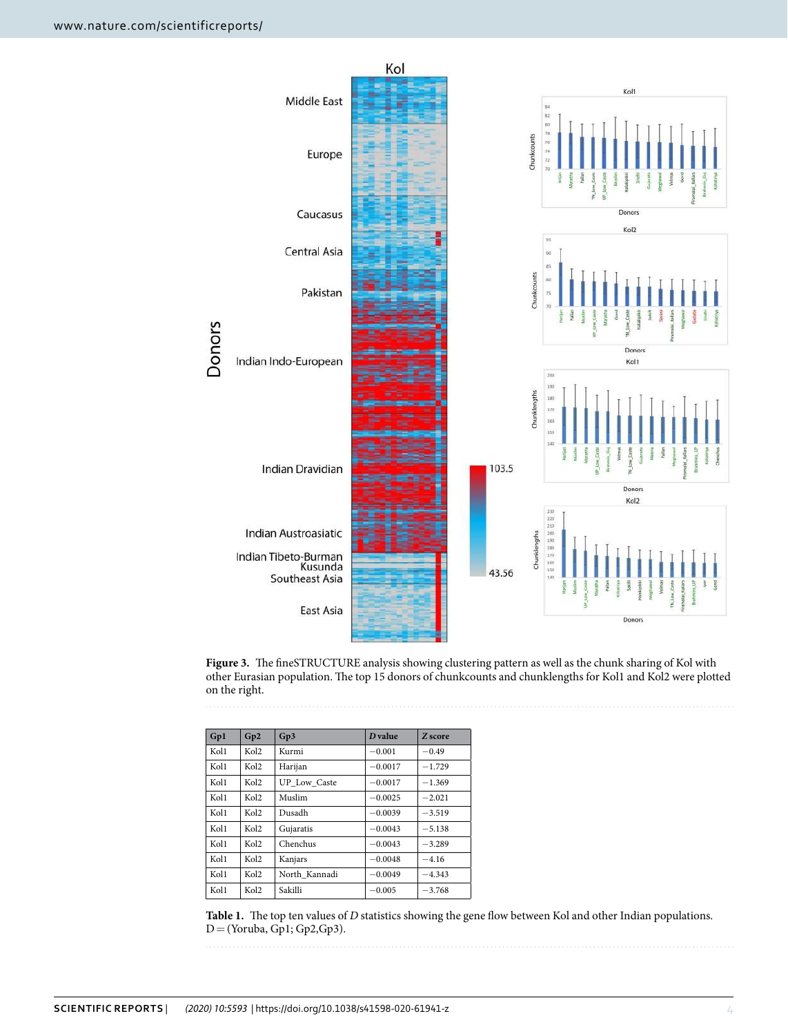**Figure 3.** The fineSTRUCTURE analysis showing clustering pattern as well as the chunk sharing of Kol with other Eurasian population. The top 15 donors of chunkcounts and chunklengths for Kol1 and Kol2 were plotted on the right.

| Gp1 | Gp2 | Gp3 | *D* value | *Z* score |
|---|---|---|---|---|
| Kol1 | Kol2 | Kurmi | −0.001 | −0.49 |
| Kol1 | Kol2 | Harijan | −0.0017 | −1.729 |
| Kol1 | Kol2 | UP_Low_Caste | −0.0017 | −1.369 |
| Kol1 | Kol2 | Muslim | −0.0025 | −2.021 |
| Kol1 | Kol2 | Dusadh | −0.0039 | −3.519 |
| Kol1 | Kol2 | Gujaratis | −0.0043 | −5.138 |
| Kol1 | Kol2 | Chenchus | −0.0043 | −3.289 |
| Kol1 | Kol2 | Kanjars | −0.0048 | −4.16 |
| Kol1 | Kol2 | North_Kannadi | −0.0049 | −4.343 |
| Kol1 | Kol2 | Sakilli | −0.005 | −3.768 |

**Table 1.** The top ten values of *D* statistics showing the gene flow between Kol and other Indian populations. D = (Yoruba, Gp1; Gp2,Gp3).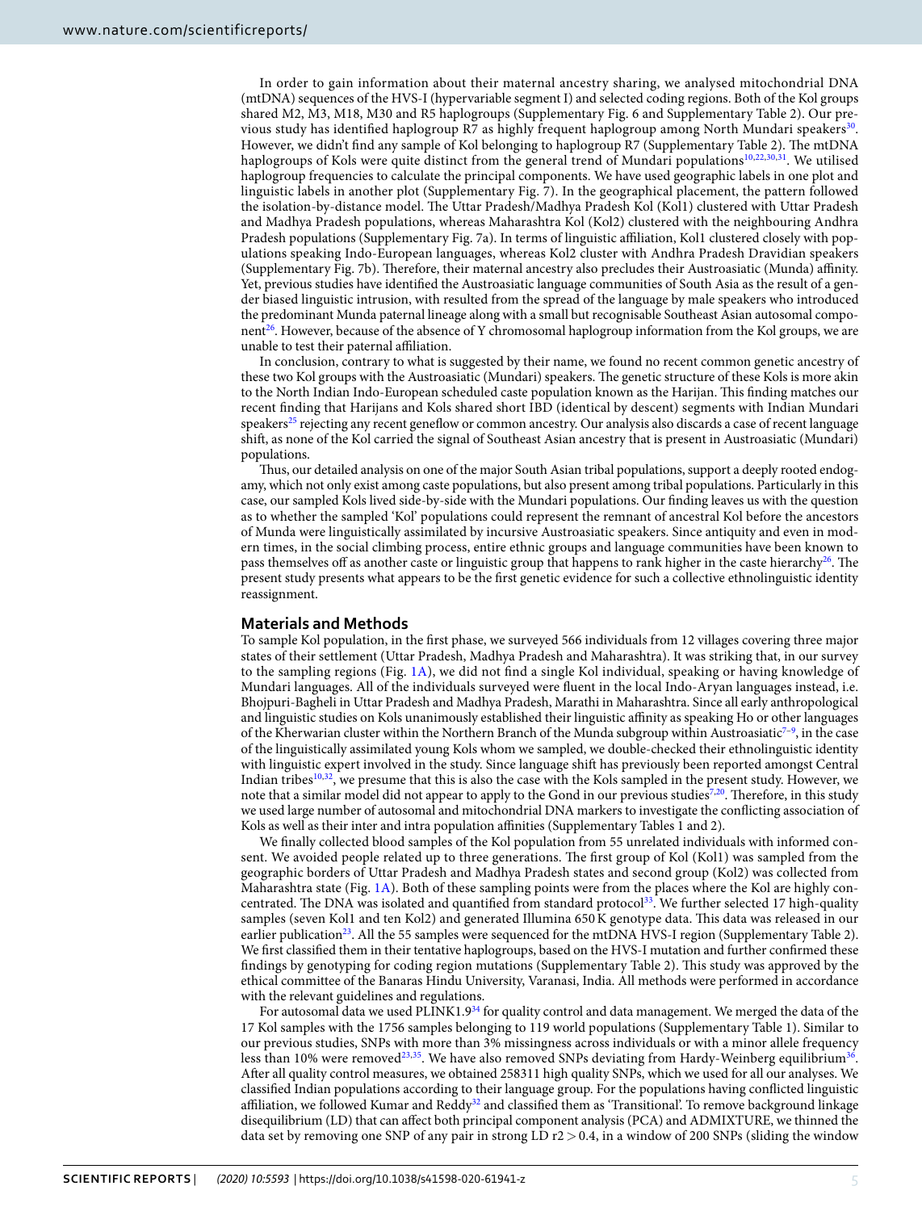In order to gain information about their maternal ancestry sharing, we analysed mitochondrial DNA (mtDNA) sequences of the HVS-I (hypervariable segment I) and selected coding regions. Both of the Kol groups shared M2, M3, M18, M30 and R5 haplogroups (Supplementary Fig. 6 and Supplementary Table 2). Our previous study has identified haplogroup R7 as highly frequent haplogroup among North Mundari speakers[30]. However, we didn't find any sample of Kol belonging to haplogroup R7 (Supplementary Table 2). The mtDNA haplogroups of Kols were quite distinct from the general trend of Mundari populations[10,22,30,31]. We utilised haplogroup frequencies to calculate the principal components. We have used geographic labels in one plot and linguistic labels in another plot (Supplementary Fig. 7). In the geographical placement, the pattern followed the isolation-by-distance model. The Uttar Pradesh/Madhya Pradesh Kol (Kol1) clustered with Uttar Pradesh and Madhya Pradesh populations, whereas Maharashtra Kol (Kol2) clustered with the neighbouring Andhra Pradesh populations (Supplementary Fig. 7a). In terms of linguistic affiliation, Kol1 clustered closely with populations speaking Indo-European languages, whereas Kol2 cluster with Andhra Pradesh Dravidian speakers (Supplementary Fig. 7b). Therefore, their maternal ancestry also precludes their Austroasiatic (Munda) affinity. Yet, previous studies have identified the Austroasiatic language communities of South Asia as the result of a gender biased linguistic intrusion, with resulted from the spread of the language by male speakers who introduced the predominant Munda paternal lineage along with a small but recognisable Southeast Asian autosomal component[26]. However, because of the absence of Y chromosomal haplogroup information from the Kol groups, we are unable to test their paternal affiliation.

In conclusion, contrary to what is suggested by their name, we found no recent common genetic ancestry of these two Kol groups with the Austroasiatic (Mundari) speakers. The genetic structure of these Kols is more akin to the North Indian Indo-European scheduled caste population known as the Harijan. This finding matches our recent finding that Harijans and Kols shared short IBD (identical by descent) segments with Indian Mundari speakers[25] rejecting any recent geneflow or common ancestry. Our analysis also discards a case of recent language shift, as none of the Kol carried the signal of Southeast Asian ancestry that is present in Austroasiatic (Mundari) populations.

Thus, our detailed analysis on one of the major South Asian tribal populations, support a deeply rooted endogamy, which not only exist among caste populations, but also present among tribal populations. Particularly in this case, our sampled Kols lived side-by-side with the Mundari populations. Our finding leaves us with the question as to whether the sampled 'Kol' populations could represent the remnant of ancestral Kol before the ancestors of Munda were linguistically assimilated by incursive Austroasiatic speakers. Since antiquity and even in modern times, in the social climbing process, entire ethnic groups and language communities have been known to pass themselves off as another caste or linguistic group that happens to rank higher in the caste hierarchy[26]. The present study presents what appears to be the first genetic evidence for such a collective ethnolinguistic identity reassignment.

## Materials and Methods

To sample Kol population, in the first phase, we surveyed 566 individuals from 12 villages covering three major states of their settlement (Uttar Pradesh, Madhya Pradesh and Maharashtra). It was striking that, in our survey to the sampling regions (Fig. 1A), we did not find a single Kol individual, speaking or having knowledge of Mundari languages. All of the individuals surveyed were fluent in the local Indo-Aryan languages instead, i.e. Bhojpuri-Bagheli in Uttar Pradesh and Madhya Pradesh, Marathi in Maharashtra. Since all early anthropological and linguistic studies on Kols unanimously established their linguistic affinity as speaking Ho or other languages of the Kherwarian cluster within the Northern Branch of the Munda subgroup within Austroasiatic[7–9], in the case of the linguistically assimilated young Kols whom we sampled, we double-checked their ethnolinguistic identity with linguistic expert involved in the study. Since language shift has previously been reported amongst Central Indian tribes[10,32], we presume that this is also the case with the Kols sampled in the present study. However, we note that a similar model did not appear to apply to the Gond in our previous studies[7,20]. Therefore, in this study we used large number of autosomal and mitochondrial DNA markers to investigate the conflicting association of Kols as well as their inter and intra population affinities (Supplementary Tables 1 and 2).

We finally collected blood samples of the Kol population from 55 unrelated individuals with informed consent. We avoided people related up to three generations. The first group of Kol (Kol1) was sampled from the geographic borders of Uttar Pradesh and Madhya Pradesh states and second group (Kol2) was collected from Maharashtra state (Fig. 1A). Both of these sampling points were from the places where the Kol are highly concentrated. The DNA was isolated and quantified from standard protocol[33]. We further selected 17 high-quality samples (seven Kol1 and ten Kol2) and generated Illumina 650 K genotype data. This data was released in our earlier publication[23]. All the 55 samples were sequenced for the mtDNA HVS-I region (Supplementary Table 2). We first classified them in their tentative haplogroups, based on the HVS-I mutation and further confirmed these findings by genotyping for coding region mutations (Supplementary Table 2). This study was approved by the ethical committee of the Banaras Hindu University, Varanasi, India. All methods were performed in accordance with the relevant guidelines and regulations.

For autosomal data we used PLINK1.9[34] for quality control and data management. We merged the data of the 17 Kol samples with the 1756 samples belonging to 119 world populations (Supplementary Table 1). Similar to our previous studies, SNPs with more than 3% missingness across individuals or with a minor allele frequency less than 10% were removed[23,35]. We have also removed SNPs deviating from Hardy-Weinberg equilibrium[36]. After all quality control measures, we obtained 258311 high quality SNPs, which we used for all our analyses. We classified Indian populations according to their language group. For the populations having conflicted linguistic affiliation, we followed Kumar and Reddy[32] and classified them as 'Transitional'. To remove background linkage disequilibrium (LD) that can affect both principal component analysis (PCA) and ADMIXTURE, we thinned the data set by removing one SNP of any pair in strong LD $r2 > 0.4$, in a window of 200 SNPs (sliding the window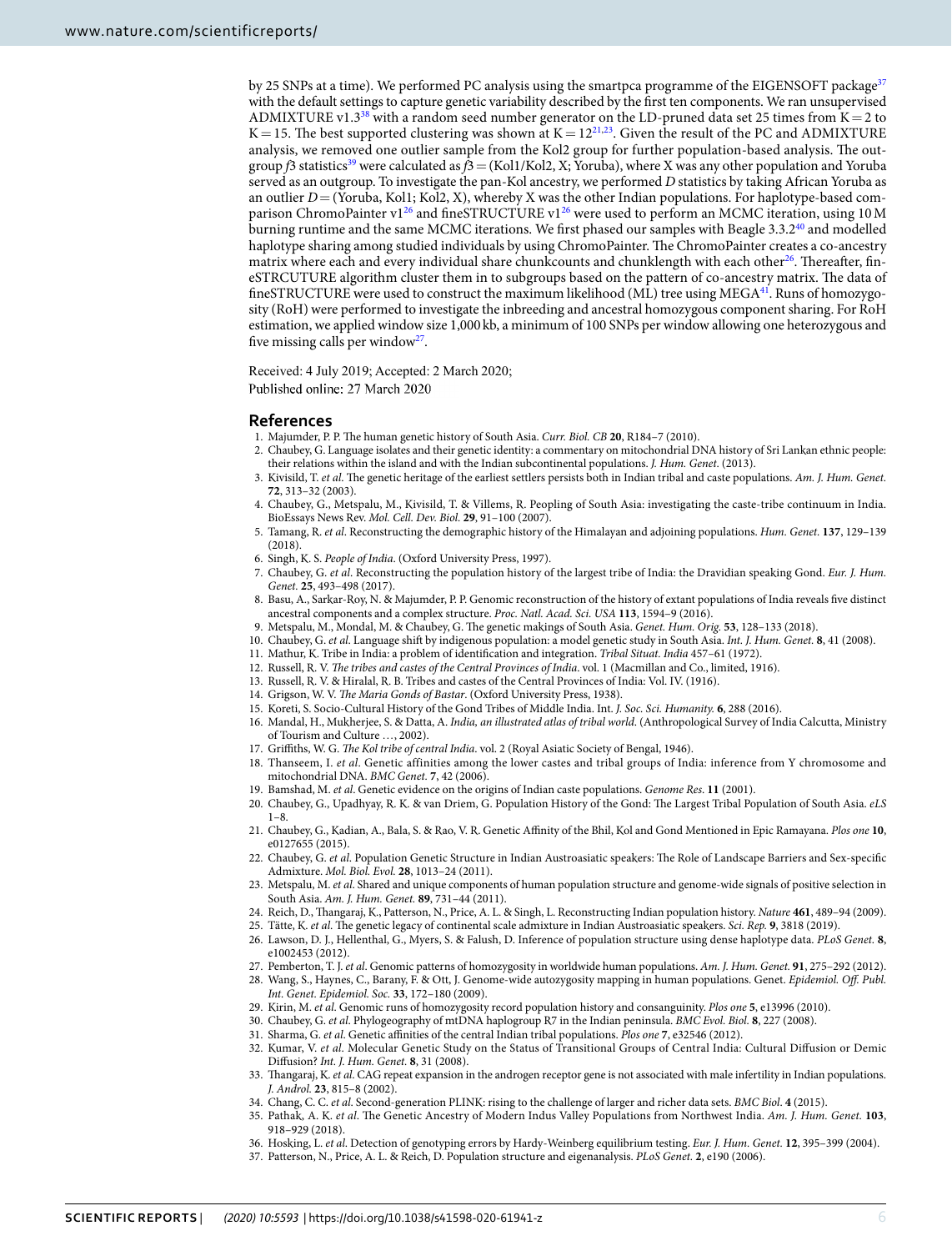by 25 SNPs at a time). We performed PC analysis using the smartpca programme of the EIGENSOFT package[37] with the default settings to capture genetic variability described by the first ten components. We ran unsupervised ADMIXTURE v1.3[38] with a random seed number generator on the LD-pruned data set 25 times from K = 2 to K = 15. The best supported clustering was shown at K = 12[21,23]. Given the result of the PC and ADMIXTURE analysis, we removed one outlier sample from the Kol2 group for further population-based analysis. The outgroup $f3$ statistics[39] were calculated as $f3$ = (Kol1/Kol2, X; Yoruba), where X was any other population and Yoruba served as an outgroup. To investigate the pan-Kol ancestry, we performed $D$ statistics by taking African Yoruba as an outlier $D$ = (Yoruba, Kol1; Kol2, X), whereby X was the other Indian populations. For haplotype-based comparison ChromoPainter v1[26] and fineSTRUCTURE v1[26] were used to perform an MCMC iteration, using 10 M burning runtime and the same MCMC iterations. We first phased our samples with Beagle 3.3.2[40] and modelled haplotype sharing among studied individuals by using ChromoPainter. The ChromoPainter creates a co-ancestry matrix where each and every individual share chunkcounts and chunklength with each other[26]. Thereafter, fineSTRCUTURE algorithm cluster them in to subgroups based on the pattern of co-ancestry matrix. The data of fineSTRUCTURE were used to construct the maximum likelihood (ML) tree using MEGA[41]. Runs of homozygosity (RoH) were performed to investigate the inbreeding and ancestral homozygous component sharing. For RoH estimation, we applied window size 1,000 kb, a minimum of 100 SNPs per window allowing one heterozygous and five missing calls per window[27].

Received: 4 July 2019; Accepted: 2 March 2020;
Published online: 27 March 2020

## References

1. Majumder, P. P. The human genetic history of South Asia. *Curr. Biol. CB* **20**, R184–7 (2010).
2. Chaubey, G. Language isolates and their genetic identity: a commentary on mitochondrial DNA history of Sri Lankan ethnic people: their relations within the island and with the Indian subcontinental populations. *J. Hum. Genet*. (2013).
3. Kivisild, T. *et al*. The genetic heritage of the earliest settlers persists both in Indian tribal and caste populations. *Am. J. Hum. Genet.* **72**, 313–32 (2003).
4. Chaubey, G., Metspalu, M., Kivisild, T. & Villems, R. Peopling of South Asia: investigating the caste-tribe continuum in India. BioEssays News Rev. *Mol. Cell. Dev. Biol.* **29**, 91–100 (2007).
5. Tamang, R. *et al*. Reconstructing the demographic history of the Himalayan and adjoining populations. *Hum. Genet.* **137**, 129–139 (2018).
6. Singh, K. S. *People of India*. (Oxford University Press, 1997).
7. Chaubey, G. *et al*. Reconstructing the population history of the largest tribe of India: the Dravidian speaking Gond. *Eur. J. Hum. Genet.* **25**, 493–498 (2017).
8. Basu, A., Sarkar-Roy, N. & Majumder, P. P. Genomic reconstruction of the history of extant populations of India reveals five distinct ancestral components and a complex structure. *Proc. Natl. Acad. Sci. USA* **113**, 1594–9 (2016).
9. Metspalu, M., Mondal, M. & Chaubey, G. The genetic makings of South Asia. *Genet. Hum. Orig.* **53**, 128–133 (2018).
10. Chaubey, G. *et al*. Language shift by indigenous population: a model genetic study in South Asia. *Int. J. Hum. Genet.* **8**, 41 (2008).
11. Mathur, K. Tribe in India: a problem of identification and integration. *Tribal Situat. India* 457–61 (1972).
12. Russell, R. V. *The tribes and castes of the Central Provinces of India*. vol. 1 (Macmillan and Co., limited, 1916).
13. Russell, R. V. & Hiralal, R. B. Tribes and castes of the Central Provinces of India: Vol. IV. (1916).
14. Grigson, W. V. *The Maria Gonds of Bastar*. (Oxford University Press, 1938).
15. Koreti, S. Socio-Cultural History of the Gond Tribes of Middle India. Int. *J. Soc. Sci. Humanity.* **6**, 288 (2016).
16. Mandal, H., Mukherjee, S. & Datta, A. *India, an illustrated atlas of tribal world*. (Anthropological Survey of India Calcutta, Ministry of Tourism and Culture …, 2002).
17. Griffiths, W. G. *The Kol tribe of central India*. vol. 2 (Royal Asiatic Society of Bengal, 1946).
18. Thanseem, I. *et al*. Genetic affinities among the lower castes and tribal groups of India: inference from Y chromosome and mitochondrial DNA. *BMC Genet.* **7**, 42 (2006).
19. Bamshad, M. *et al*. Genetic evidence on the origins of Indian caste populations. *Genome Res*. **11** (2001).
20. Chaubey, G., Upadhyay, R. K. & van Driem, G. Population History of the Gond: The Largest Tribal Population of South Asia. *eLS* 1–8.
21. Chaubey, G., Kadian, A., Bala, S. & Rao, V. R. Genetic Affinity of the Bhil, Kol and Gond Mentioned in Epic Ramayana. *Plos one* **10**, e0127655 (2015).
22. Chaubey, G. *et al*. Population Genetic Structure in Indian Austroasiatic speakers: The Role of Landscape Barriers and Sex-specific Admixture. *Mol. Biol. Evol.* **28**, 1013–24 (2011).
23. Metspalu, M. *et al*. Shared and unique components of human population structure and genome-wide signals of positive selection in South Asia. *Am. J. Hum. Genet.* **89**, 731–44 (2011).
24. Reich, D., Thangaraj, K., Patterson, N., Price, A. L. & Singh, L. Reconstructing Indian population history. *Nature* **461**, 489–94 (2009).
25. Tätte, K. *et al*. The genetic legacy of continental scale admixture in Indian Austroasiatic speakers. *Sci. Rep.* **9**, 3818 (2019).
26. Lawson, D. J., Hellenthal, G., Myers, S. & Falush, D. Inference of population structure using dense haplotype data. *PLoS Genet.* **8**, e1002453 (2012).
27. Pemberton, T. J. *et al*. Genomic patterns of homozygosity in worldwide human populations. *Am. J. Hum. Genet.* **91**, 275–292 (2012).
28. Wang, S., Haynes, C., Barany, F. & Ott, J. Genome-wide autozygosity mapping in human populations. Genet. *Epidemiol. Off. Publ. Int. Genet. Epidemiol. Soc.* **33**, 172–180 (2009).
29. Kirin, M. *et al*. Genomic runs of homozygosity record population history and consanguinity. *Plos one* **5**, e13996 (2010).
30. Chaubey, G. *et al*. Phylogeography of mtDNA haplogroup R7 in the Indian peninsula. *BMC Evol. Biol.* **8**, 227 (2008).
31. Sharma, G. *et al*. Genetic affinities of the central Indian tribal populations. *Plos one* **7**, e32546 (2012).
32. Kumar, V. *et al*. Molecular Genetic Study on the Status of Transitional Groups of Central India: Cultural Diffusion or Demic Diffusion? *Int. J. Hum. Genet.* **8**, 31 (2008).
33. Thangaraj, K. *et al*. CAG repeat expansion in the androgen receptor gene is not associated with male infertility in Indian populations. *J. Androl.* **23**, 815–8 (2002).
34. Chang, C. C. *et al*. Second-generation PLINK: rising to the challenge of larger and richer data sets. *BMC Biol*. **4** (2015).
35. Pathak, A. K. *et al*. The Genetic Ancestry of Modern Indus Valley Populations from Northwest India. *Am. J. Hum. Genet.* **103**, 918–929 (2018).
36. Hosking, L. *et al*. Detection of genotyping errors by Hardy-Weinberg equilibrium testing. *Eur. J. Hum. Genet.* **12**, 395–399 (2004).
37. Patterson, N., Price, A. L. & Reich, D. Population structure and eigenanalysis. *PLoS Genet.* **2**, e190 (2006).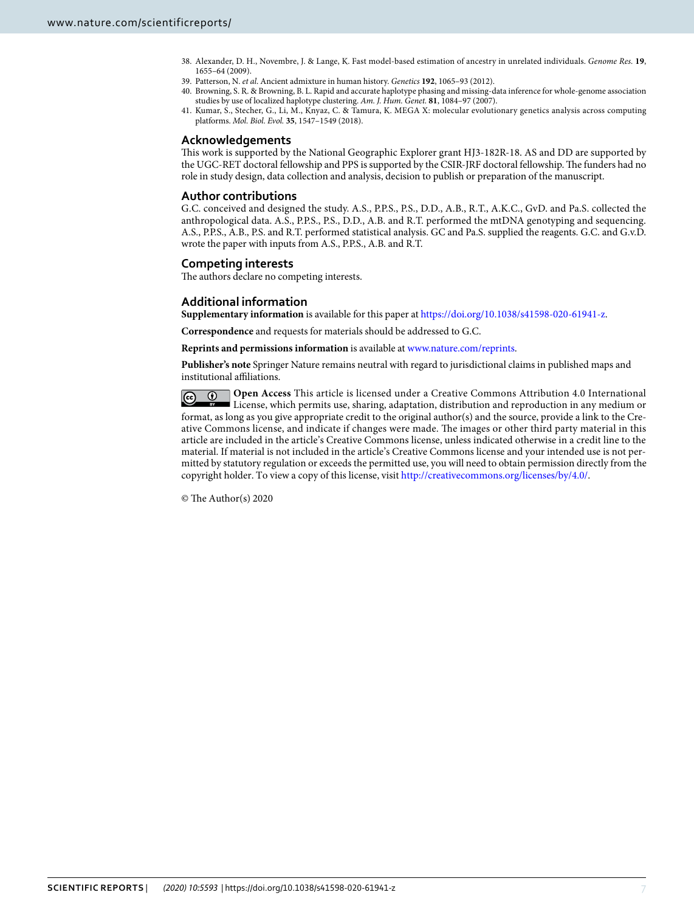38. Alexander, D. H., Novembre, J. & Lange, K. Fast model-based estimation of ancestry in unrelated individuals. *Genome Res.* **19**, 1655–64 (2009).
39. Patterson, N. *et al.* Ancient admixture in human history. *Genetics* **192**, 1065–93 (2012).
40. Browning, S. R. & Browning, B. L. Rapid and accurate haplotype phasing and missing-data inference for whole-genome association studies by use of localized haplotype clustering. *Am. J. Hum. Genet.* **81**, 1084–97 (2007).
41. Kumar, S., Stecher, G., Li, M., Knyaz, C. & Tamura, K. MEGA X: molecular evolutionary genetics analysis across computing platforms. *Mol. Biol. Evol.* **35**, 1547–1549 (2018).

## Acknowledgements

This work is supported by the National Geographic Explorer grant HJ3-182R-18. AS and DD are supported by the UGC-RET doctoral fellowship and PPS is supported by the CSIR-JRF doctoral fellowship. The funders had no role in study design, data collection and analysis, decision to publish or preparation of the manuscript.

## Author contributions

G.C. conceived and designed the study. A.S., P.P.S., P.S., D.D., A.B., R.T., A.K.C., GvD. and Pa.S. collected the anthropological data. A.S., P.P.S., P.S., D.D., A.B. and R.T. performed the mtDNA genotyping and sequencing. A.S., P.P.S., A.B., P.S. and R.T. performed statistical analysis. GC and Pa.S. supplied the reagents. G.C. and G.v.D. wrote the paper with inputs from A.S., P.P.S., A.B. and R.T.

## Competing interests

The authors declare no competing interests.

## Additional information

**Supplementary information** is available for this paper at https://doi.org/10.1038/s41598-020-61941-z.

**Correspondence** and requests for materials should be addressed to G.C.

**Reprints and permissions information** is available at www.nature.com/reprints.

**Publisher's note** Springer Nature remains neutral with regard to jurisdictional claims in published maps and institutional affiliations.

**Open Access** This article is licensed under a Creative Commons Attribution 4.0 International License, which permits use, sharing, adaptation, distribution and reproduction in any medium or format, as long as you give appropriate credit to the original author(s) and the source, provide a link to the Creative Commons license, and indicate if changes were made. The images or other third party material in this article are included in the article's Creative Commons license, unless indicated otherwise in a credit line to the material. If material is not included in the article's Creative Commons license and your intended use is not permitted by statutory regulation or exceeds the permitted use, you will need to obtain permission directly from the copyright holder. To view a copy of this license, visit http://creativecommons.org/licenses/by/4.0/.

© The Author(s) 2020